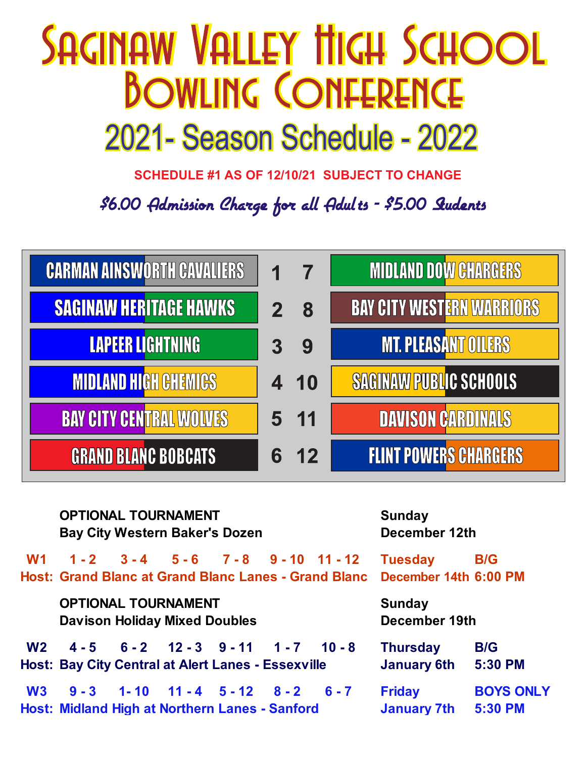# Saginaw Valley High School Bowling Conference

## 2021- Season Schedule - 2022

**SCHEDULE #1 AS OF 12/10/21 SUBJECT TO CHANGE**

*$6.00 Admission Charge for all Adults - $5.00 Students*

| Team | # | # | Team |
|---|---|---|---|
| CARMAN AINSWORTH CAVALIERS | 1 | 7 | MIDLAND DOW CHARGERS |
| SAGINAW HERITAGE HAWKS | 2 | 8 | BAY CITY WESTERN WARRIORS |
| LAPEER LIGHTNING | 3 | 9 | MT. PLEASANT OILERS |
| MIDLAND HIGH CHEMICS | 4 | 10 | SAGINAW PUBLIC SCHOOLS |
| BAY CITY CENTRAL WOLVES | 5 | 11 | DAVISON CARDINALS |
| GRAND BLANC BOBCATS | 6 | 12 | FLINT POWERS CHARGERS |

**OPTIONAL TOURNAMENT**
**Bay City Western Baker's Dozen** — Sunday, December 12th

**W1** 1 - 2 | 3 - 4 | 5 - 6 | 7 - 8 | 9 - 10 | 11 - 12 — Tuesday, December 14th — B/G 6:00 PM
Host: Grand Blanc at Grand Blanc Lanes - Grand Blanc

**OPTIONAL TOURNAMENT**
**Davison Holiday Mixed Doubles** — Sunday, December 19th

**W2** 4 - 5 | 6 - 2 | 12 - 3 | 9 - 11 | 1 - 7 | 10 - 8 — Thursday, January 6th — B/G 5:30 PM
Host: Bay City Central at Alert Lanes - Essexville

**W3** 9 - 3 | 1- 10 | 11 - 4 | 5 - 12 | 8 - 2 | 6 - 7 — Friday, January 7th — BOYS ONLY 5:30 PM
Host: Midland High at Northern Lanes - Sanford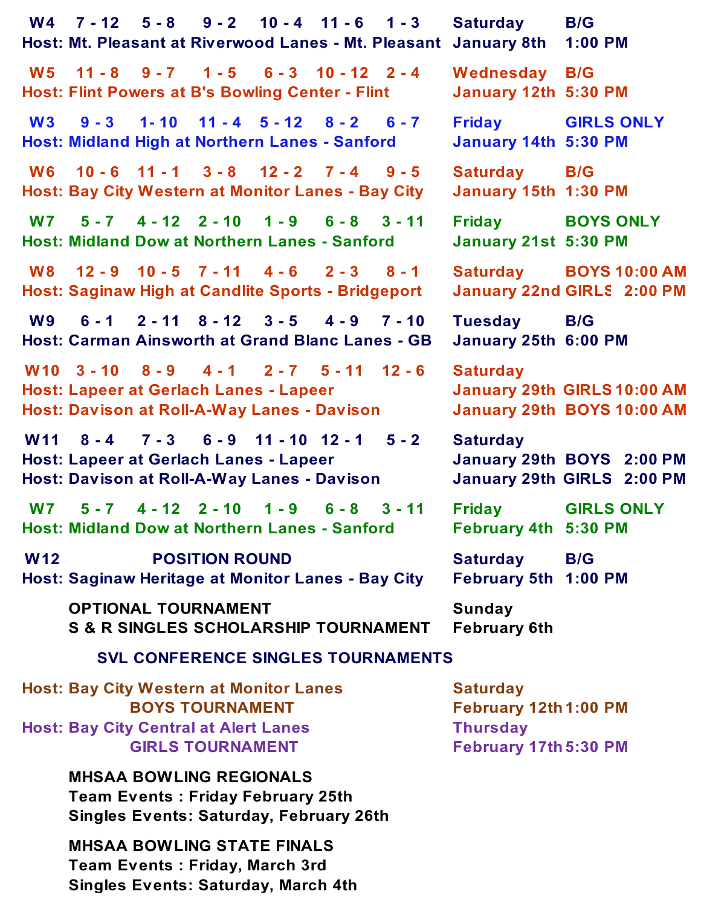| | | | | | | | | |
|---|---|---|---|---|---|---|---|---|
| W4 | 7 - 12 | 5 - 8 | 9 - 2 | 10 - 4 | 11 - 6 | 1 - 3 | Saturday | B/G |
| Host: Mt. Pleasant at Riverwood Lanes - Mt. Pleasant | | | | | | | January 8th | 1:00 PM |
| W5 | 11 - 8 | 9 - 7 | 1 - 5 | 6 - 3 | 10 - 12 | 2 - 4 | Wednesday | B/G |
| Host: Flint Powers at B's Bowling Center - Flint | | | | | | | January 12th | 5:30 PM |
| W3 | 9 - 3 | 1- 10 | 11 - 4 | 5 - 12 | 8 - 2 | 6 - 7 | Friday | GIRLS ONLY |
| Host: Midland High at Northern Lanes - Sanford | | | | | | | January 14th | 5:30 PM |
| W6 | 10 - 6 | 11 - 1 | 3 - 8 | 12 - 2 | 7 - 4 | 9 - 5 | Saturday | B/G |
| Host: Bay City Western at Monitor Lanes - Bay City | | | | | | | January 15th | 1:30 PM |
| W7 | 5 - 7 | 4 - 12 | 2 - 10 | 1 - 9 | 6 - 8 | 3 - 11 | Friday | BOYS ONLY |
| Host: Midland Dow at Northern Lanes - Sanford | | | | | | | January 21st | 5:30 PM |
| W8 | 12 - 9 | 10 - 5 | 7 - 11 | 4 - 6 | 2 - 3 | 8 - 1 | Saturday | BOYS 10:00 AM |
| Host: Saginaw High at Candlite Sports - Bridgeport | | | | | | | January 22nd | GIRLS 2:00 PM |
| W9 | 6 - 1 | 2 - 11 | 8 - 12 | 3 - 5 | 4 - 9 | 7 - 10 | Tuesday | B/G |
| Host: Carman Ainsworth at Grand Blanc Lanes - GB | | | | | | | January 25th | 6:00 PM |
| W10 | 3 - 10 | 8 - 9 | 4 - 1 | 2 - 7 | 5 - 11 | 12 - 6 | Saturday | |
| Host: Lapeer at Gerlach Lanes - Lapeer | | | | | | | January 29th | GIRLS 10:00 AM |
| Host: Davison at Roll-A-Way Lanes - Davison | | | | | | | January 29th | BOYS 10:00 AM |
| W11 | 8 - 4 | 7 - 3 | 6 - 9 | 11 - 10 | 12 - 1 | 5 - 2 | Saturday | |
| Host: Lapeer at Gerlach Lanes - Lapeer | | | | | | | January 29th | BOYS 2:00 PM |
| Host: Davison at Roll-A-Way Lanes - Davison | | | | | | | January 29th | GIRLS 2:00 PM |
| W7 | 5 - 7 | 4 - 12 | 2 - 10 | 1 - 9 | 6 - 8 | 3 - 11 | Friday | GIRLS ONLY |
| Host: Midland Dow at Northern Lanes - Sanford | | | | | | | February 4th | 5:30 PM |
| W12 | POSITION ROUND | | | | | | Saturday | B/G |
| Host: Saginaw Heritage at Monitor Lanes - Bay City | | | | | | | February 5th | 1:00 PM |

OPTIONAL TOURNAMENT — Sunday
S & R SINGLES SCHOLARSHIP TOURNAMENT — February 6th

## SVL CONFERENCE SINGLES TOURNAMENTS

Host: Bay City Western at Monitor Lanes — Saturday
BOYS TOURNAMENT — February 12th 1:00 PM

Host: Bay City Central at Alert Lanes — Thursday
GIRLS TOURNAMENT — February 17th 5:30 PM

**MHSAA BOWLING REGIONALS**
Team Events : Friday February 25th
Singles Events: Saturday, February 26th

**MHSAA BOWLING STATE FINALS**
Team Events : Friday, March 3rd
Singles Events: Saturday, March 4th